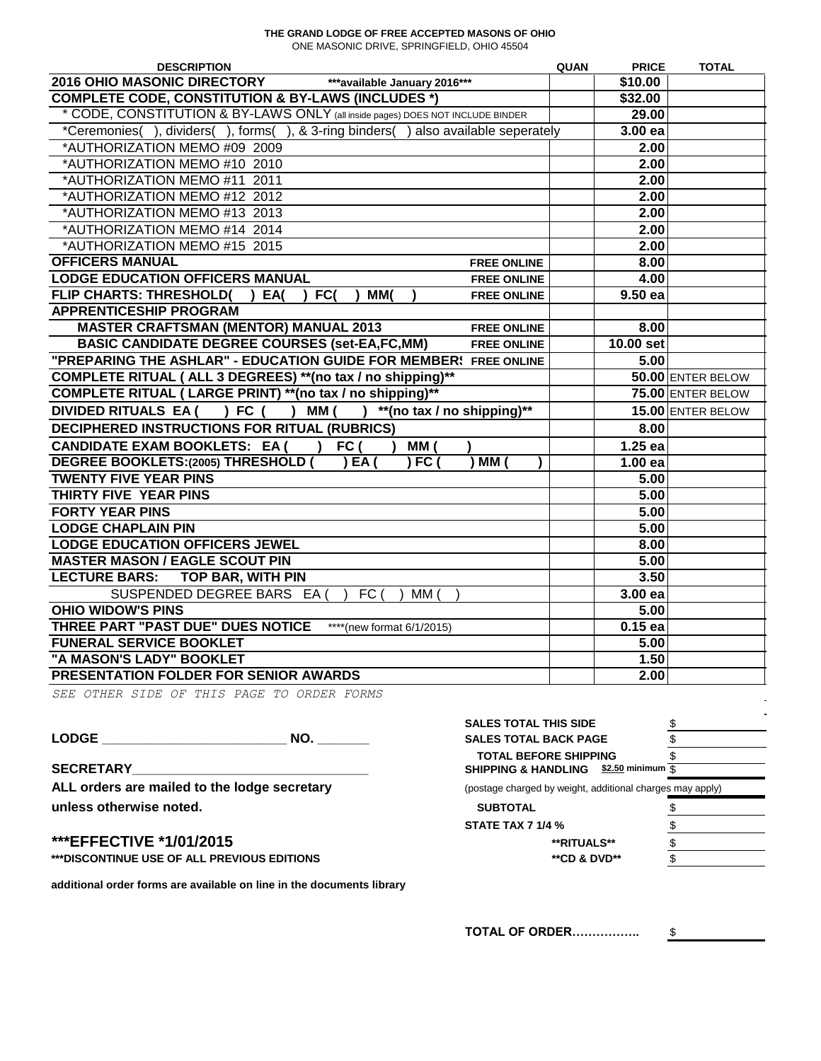**THE GRAND LODGE OF FREE ACCEPTED MASONS OF OHIO**
ONE MASONIC DRIVE, SPRINGFIELD, OHIO 45504

| DESCRIPTION | QUAN | PRICE | TOTAL |
|---|---|---|---|
| **2016 OHIO MASONIC DIRECTORY** ***available January 2016*** | | **$10.00** | |
| **COMPLETE CODE, CONSTITUTION & BY-LAWS (INCLUDES *)** | | **$32.00** | |
| * CODE, CONSTITUTION & BY-LAWS ONLY (all inside pages) DOES NOT INCLUDE BINDER | | **29.00** | |
| *Ceremonies( ), dividers( ), forms( ), & 3-ring binders( ) also available seperately | | **3.00 ea** | |
| *AUTHORIZATION MEMO #09 2009 | | **2.00** | |
| *AUTHORIZATION MEMO #10 2010 | | **2.00** | |
| *AUTHORIZATION MEMO #11 2011 | | **2.00** | |
| *AUTHORIZATION MEMO #12 2012 | | **2.00** | |
| *AUTHORIZATION MEMO #13 2013 | | **2.00** | |
| *AUTHORIZATION MEMO #14 2014 | | **2.00** | |
| *AUTHORIZATION MEMO #15 2015 | | **2.00** | |
| **OFFICERS MANUAL** **FREE ONLINE** | | **8.00** | |
| **LODGE EDUCATION OFFICERS MANUAL** **FREE ONLINE** | | **4.00** | |
| **FLIP CHARTS: THRESHOLD( ) EA( ) FC( ) MM( )** **FREE ONLINE** | | **9.50 ea** | |
| **APPRENTICESHIP PROGRAM** | | | |
| **MASTER CRAFTSMAN (MENTOR) MANUAL 2013** **FREE ONLINE** | | **8.00** | |
| **BASIC CANDIDATE DEGREE COURSES (set-EA,FC,MM)** **FREE ONLINE** | | **10.00 set** | |
| **"PREPARING THE ASHLAR" - EDUCATION GUIDE FOR MEMBER!** **FREE ONLINE** | | **5.00** | |
| **COMPLETE RITUAL ( ALL 3 DEGREES) **(no tax / no shipping)**** | | **50.00** | ENTER BELOW |
| **COMPLETE RITUAL ( LARGE PRINT) **(no tax / no shipping)**** | | **75.00** | ENTER BELOW |
| **DIVIDED RITUALS EA ( ) FC ( ) MM ( ) **(no tax / no shipping)**** | | **15.00** | ENTER BELOW |
| **DECIPHERED INSTRUCTIONS FOR RITUAL (RUBRICS)** | | **8.00** | |
| **CANDIDATE EXAM BOOKLETS: EA ( ) FC ( ) MM ( )** | | **1.25 ea** | |
| **DEGREE BOOKLETS:(2005) THRESHOLD ( ) EA ( ) FC ( ) MM ( )** | | **1.00 ea** | |
| **TWENTY FIVE YEAR PINS** | | **5.00** | |
| **THIRTY FIVE YEAR PINS** | | **5.00** | |
| **FORTY YEAR PINS** | | **5.00** | |
| **LODGE CHAPLAIN PIN** | | **5.00** | |
| **LODGE EDUCATION OFFICERS JEWEL** | | **8.00** | |
| **MASTER MASON / EAGLE SCOUT PIN** | | **5.00** | |
| **LECTURE BARS: TOP BAR, WITH PIN** | | **3.50** | |
| SUSPENDED DEGREE BARS EA ( ) FC ( ) MM ( ) | | **3.00 ea** | |
| **OHIO WIDOW'S PINS** | | **5.00** | |
| **THREE PART "PAST DUE" DUES NOTICE** ****(new format 6/1/2015) | | **0.15 ea** | |
| **FUNERAL SERVICE BOOKLET** | | **5.00** | |
| **"A MASON'S LADY" BOOKLET** | | **1.50** | |
| **PRESENTATION FOLDER FOR SENIOR AWARDS** | | **2.00** | |

*SEE OTHER SIDE OF THIS PAGE TO ORDER FORMS*

**LODGE** ________________________ **NO.** _______

**SECRETARY**_______________________________

**ALL orders are mailed to the lodge secretary unless otherwise noted.**

**\*\*\*EFFECTIVE \*1/01/2015**
**\*\*\*DISCONTINUE USE OF ALL PREVIOUS EDITIONS**

**additional order forms are available on line in the documents library**

| | |
|---|---|
| **SALES TOTAL THIS SIDE** | $ |
| **SALES TOTAL BACK PAGE** | $ |
| **TOTAL BEFORE SHIPPING** | $ |
| **SHIPPING & HANDLING** **$2.50 minimum** | $ |
| (postage charged by weight, additional charges may apply) | |
| **SUBTOTAL** | $ |
| **STATE TAX 7 1/4 %** | $ |
| ****RITUALS**** | $ |
| ****CD & DVD**** | $ |

**TOTAL OF ORDER……………..** $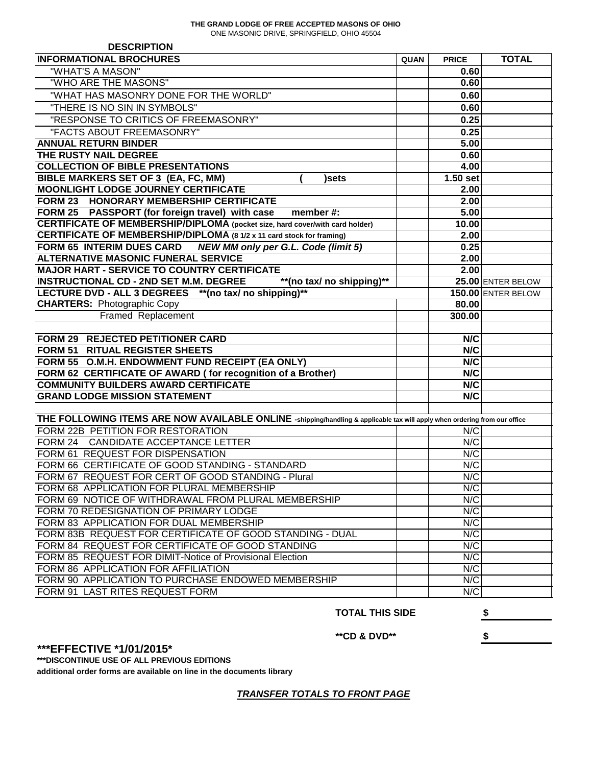**THE GRAND LODGE OF FREE ACCEPTED MASONS OF OHIO**
ONE MASONIC DRIVE, SPRINGFIELD, OHIO 45504

| DESCRIPTION | | | |
|---|---|---|---|
| **INFORMATIONAL BROCHURES** | **QUAN** | **PRICE** | **TOTAL** |
| "WHAT'S A MASON" | | **0.60** | |
| "WHO ARE THE MASONS" | | **0.60** | |
| "WHAT HAS MASONRY DONE FOR THE WORLD" | | **0.60** | |
| "THERE IS NO SIN IN SYMBOLS" | | **0.60** | |
| "RESPONSE TO CRITICS OF FREEMASONRY" | | **0.25** | |
| "FACTS ABOUT FREEMASONRY" | | **0.25** | |
| **ANNUAL RETURN BINDER** | | **5.00** | |
| **THE RUSTY NAIL DEGREE** | | **0.60** | |
| **COLLECTION OF BIBLE PRESENTATIONS** | | **4.00** | |
| **BIBLE MARKERS SET OF 3 (EA, FC, MM) ( )sets** | | **1.50 set** | |
| **MOONLIGHT LODGE JOURNEY CERTIFICATE** | | **2.00** | |
| **FORM 23 HONORARY MEMBERSHIP CERTIFICATE** | | **2.00** | |
| **FORM 25 PASSPORT (for foreign travel) with case member #:** | | **5.00** | |
| **CERTIFICATE OF MEMBERSHIP/DIPLOMA (pocket size, hard cover/with card holder)** | | **10.00** | |
| **CERTIFICATE OF MEMBERSHIP/DIPLOMA (8 1/2 x 11 card stock for framing)** | | **2.00** | |
| **FORM 65 INTERIM DUES CARD** ***NEW MM only per G.L. Code (limit 5)*** | | **0.25** | |
| **ALTERNATIVE MASONIC FUNERAL SERVICE** | | **2.00** | |
| **MAJOR HART - SERVICE TO COUNTRY CERTIFICATE** | | **2.00** | |
| **INSTRUCTIONAL CD - 2ND SET M.M. DEGREE \*\*(no tax/ no shipping)\*\*** | | **25.00** | ENTER BELOW |
| **LECTURE DVD - ALL 3 DEGREES \*\*(no tax/ no shipping)\*\*** | | **150.00** | ENTER BELOW |
| **CHARTERS:** Photographic Copy | | **80.00** | |
| Framed Replacement | | **300.00** | |
| | | | |
| **FORM 29 REJECTED PETITIONER CARD** | | **N/C** | |
| **FORM 51 RITUAL REGISTER SHEETS** | | **N/C** | |
| **FORM 55 O.M.H. ENDOWMENT FUND RECEIPT (EA ONLY)** | | **N/C** | |
| **FORM 62 CERTIFICATE OF AWARD ( for recognition of a Brother)** | | **N/C** | |
| **COMMUNITY BUILDERS AWARD CERTIFICATE** | | **N/C** | |
| **GRAND LODGE MISSION STATEMENT** | | **N/C** | |
| | | | |
| **THE FOLLOWING ITEMS ARE NOW AVAILABLE ONLINE -shipping/handling & applicable tax will apply when ordering from our office** | | | |
| FORM 22B PETITION FOR RESTORATION | | N/C | |
| FORM 24 CANDIDATE ACCEPTANCE LETTER | | N/C | |
| FORM 61 REQUEST FOR DISPENSATION | | N/C | |
| FORM 66 CERTIFICATE OF GOOD STANDING - STANDARD | | N/C | |
| FORM 67 REQUEST FOR CERT OF GOOD STANDING - Plural | | N/C | |
| FORM 68 APPLICATION FOR PLURAL MEMBERSHIP | | N/C | |
| FORM 69 NOTICE OF WITHDRAWAL FROM PLURAL MEMBERSHIP | | N/C | |
| FORM 70 REDESIGNATION OF PRIMARY LODGE | | N/C | |
| FORM 83 APPLICATION FOR DUAL MEMBERSHIP | | N/C | |
| FORM 83B REQUEST FOR CERTIFICATE OF GOOD STANDING - DUAL | | N/C | |
| FORM 84 REQUEST FOR CERTIFICATE OF GOOD STANDING | | N/C | |
| FORM 85 REQUEST FOR DIMIT-Notice of Provisional Election | | N/C | |
| FORM 86 APPLICATION FOR AFFILIATION | | N/C | |
| FORM 90 APPLICATION TO PURCHASE ENDOWED MEMBERSHIP | | N/C | |
| FORM 91 LAST RITES REQUEST FORM | | N/C | |

**TOTAL THIS SIDE** **$** ____________

**\*\*CD & DVD\*\*** **$** ____________

**\*\*\*EFFECTIVE \*1/01/2015\***

**\*\*\*DISCONTINUE USE OF ALL PREVIOUS EDITIONS**

**additional order forms are available on line in the documents library**

***TRANSFER TOTALS TO FRONT PAGE***